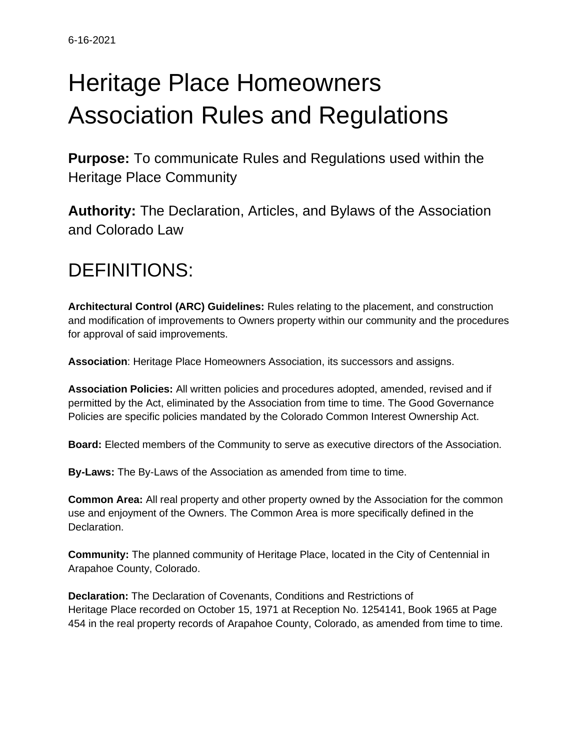6-16-2021

# Heritage Place Homeowners Association Rules and Regulations

**Purpose:** To communicate Rules and Regulations used within the Heritage Place Community

**Authority:** The Declaration, Articles, and Bylaws of the Association and Colorado Law

## DEFINITIONS:

**Architectural Control (ARC) Guidelines:** Rules relating to the placement, and construction and modification of improvements to Owners property within our community and the procedures for approval of said improvements.

**Association**: Heritage Place Homeowners Association, its successors and assigns.

**Association Policies:** All written policies and procedures adopted, amended, revised and if permitted by the Act, eliminated by the Association from time to time. The Good Governance Policies are specific policies mandated by the Colorado Common Interest Ownership Act.

**Board:** Elected members of the Community to serve as executive directors of the Association.

**By-Laws:** The By-Laws of the Association as amended from time to time.

**Common Area:** All real property and other property owned by the Association for the common use and enjoyment of the Owners. The Common Area is more specifically defined in the Declaration.

**Community:** The planned community of Heritage Place, located in the City of Centennial in Arapahoe County, Colorado.

**Declaration:** The Declaration of Covenants, Conditions and Restrictions of Heritage Place recorded on October 15, 1971 at Reception No. 1254141, Book 1965 at Page 454 in the real property records of Arapahoe County, Colorado, as amended from time to time.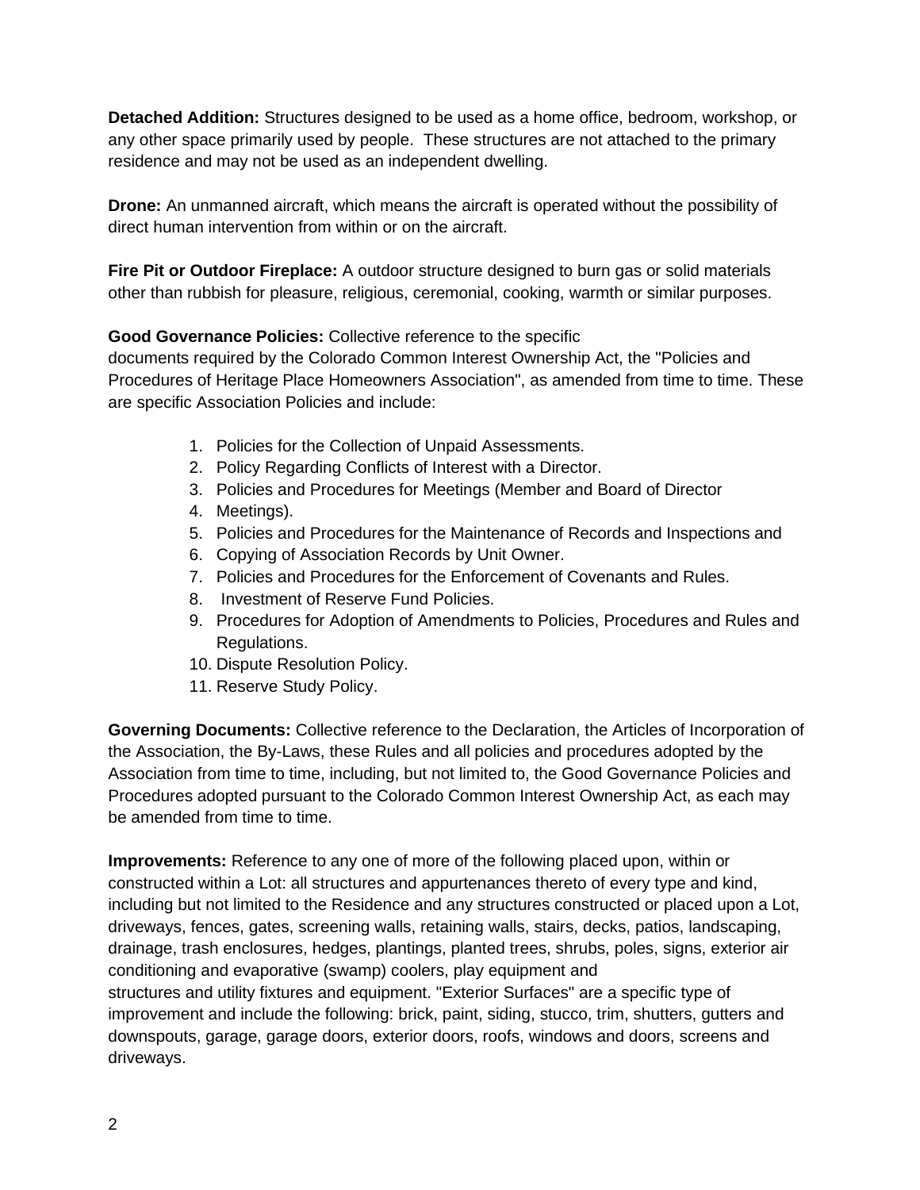**Detached Addition:** Structures designed to be used as a home office, bedroom, workshop, or any other space primarily used by people. These structures are not attached to the primary residence and may not be used as an independent dwelling.

**Drone:** An unmanned aircraft, which means the aircraft is operated without the possibility of direct human intervention from within or on the aircraft.

**Fire Pit or Outdoor Fireplace:** A outdoor structure designed to burn gas or solid materials other than rubbish for pleasure, religious, ceremonial, cooking, warmth or similar purposes.

**Good Governance Policies:** Collective reference to the specific documents required by the Colorado Common Interest Ownership Act, the "Policies and Procedures of Heritage Place Homeowners Association", as amended from time to time. These are specific Association Policies and include:

1. Policies for the Collection of Unpaid Assessments.
2. Policy Regarding Conflicts of Interest with a Director.
3. Policies and Procedures for Meetings (Member and Board of Director
4. Meetings).
5. Policies and Procedures for the Maintenance of Records and Inspections and
6. Copying of Association Records by Unit Owner.
7. Policies and Procedures for the Enforcement of Covenants and Rules.
8. Investment of Reserve Fund Policies.
9. Procedures for Adoption of Amendments to Policies, Procedures and Rules and Regulations.
10. Dispute Resolution Policy.
11. Reserve Study Policy.

**Governing Documents:** Collective reference to the Declaration, the Articles of Incorporation of the Association, the By-Laws, these Rules and all policies and procedures adopted by the Association from time to time, including, but not limited to, the Good Governance Policies and Procedures adopted pursuant to the Colorado Common Interest Ownership Act, as each may be amended from time to time.

**Improvements:** Reference to any one of more of the following placed upon, within or constructed within a Lot: all structures and appurtenances thereto of every type and kind, including but not limited to the Residence and any structures constructed or placed upon a Lot, driveways, fences, gates, screening walls, retaining walls, stairs, decks, patios, landscaping, drainage, trash enclosures, hedges, plantings, planted trees, shrubs, poles, signs, exterior air conditioning and evaporative (swamp) coolers, play equipment and structures and utility fixtures and equipment. "Exterior Surfaces" are a specific type of improvement and include the following: brick, paint, siding, stucco, trim, shutters, gutters and downspouts, garage, garage doors, exterior doors, roofs, windows and doors, screens and driveways.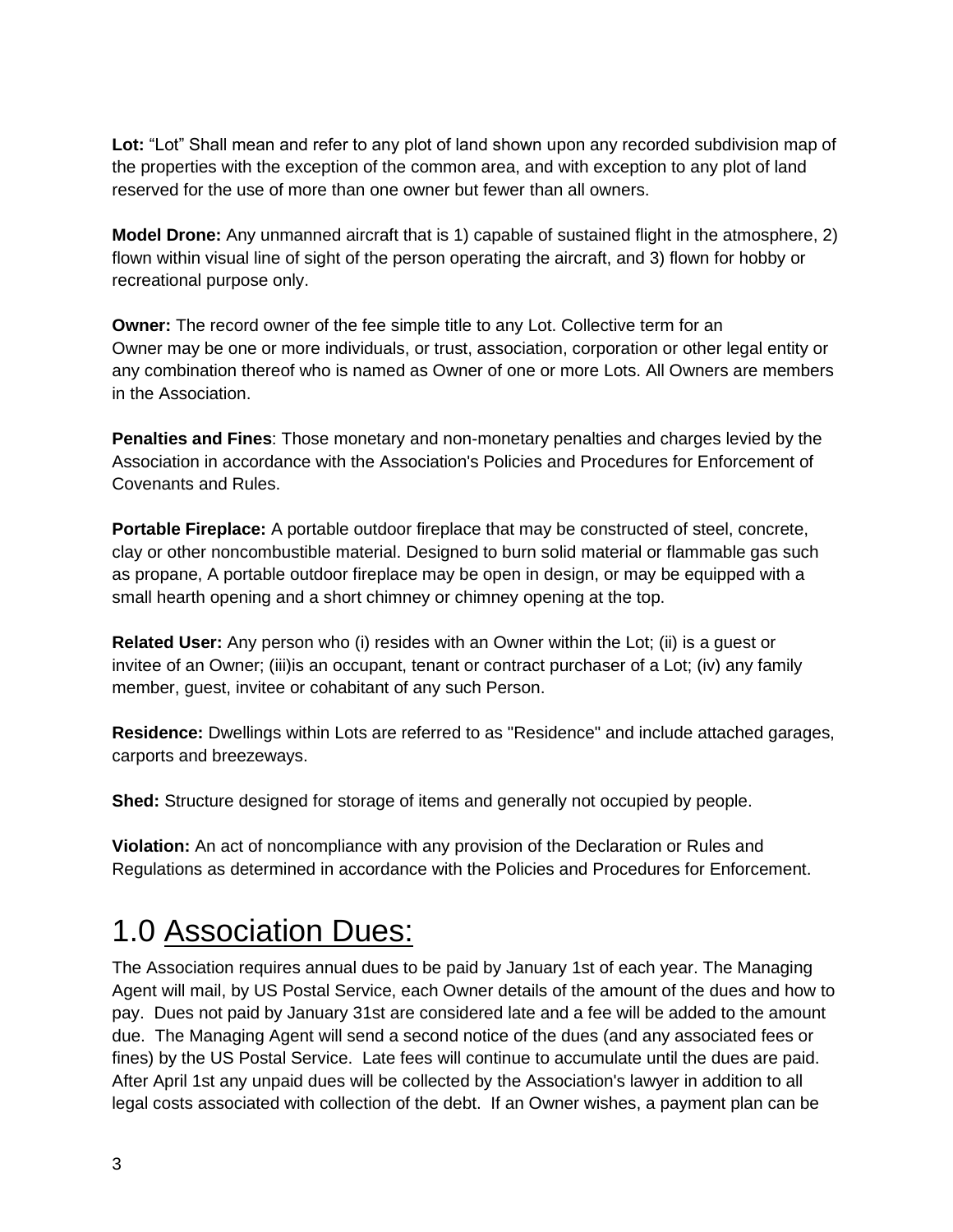**Lot:** “Lot” Shall mean and refer to any plot of land shown upon any recorded subdivision map of the properties with the exception of the common area, and with exception to any plot of land reserved for the use of more than one owner but fewer than all owners.

**Model Drone:** Any unmanned aircraft that is 1) capable of sustained flight in the atmosphere, 2) flown within visual line of sight of the person operating the aircraft, and 3) flown for hobby or recreational purpose only.

**Owner:** The record owner of the fee simple title to any Lot. Collective term for an Owner may be one or more individuals, or trust, association, corporation or other legal entity or any combination thereof who is named as Owner of one or more Lots. All Owners are members in the Association.

**Penalties and Fines**: Those monetary and non-monetary penalties and charges levied by the Association in accordance with the Association's Policies and Procedures for Enforcement of Covenants and Rules.

**Portable Fireplace:** A portable outdoor fireplace that may be constructed of steel, concrete, clay or other noncombustible material. Designed to burn solid material or flammable gas such as propane, A portable outdoor fireplace may be open in design, or may be equipped with a small hearth opening and a short chimney or chimney opening at the top.

**Related User:** Any person who (i) resides with an Owner within the Lot; (ii) is a guest or invitee of an Owner; (iii)is an occupant, tenant or contract purchaser of a Lot; (iv) any family member, guest, invitee or cohabitant of any such Person.

**Residence:** Dwellings within Lots are referred to as "Residence" and include attached garages, carports and breezeways.

**Shed:** Structure designed for storage of items and generally not occupied by people.

**Violation:** An act of noncompliance with any provision of the Declaration or Rules and Regulations as determined in accordance with the Policies and Procedures for Enforcement.

# 1.0 Association Dues:

The Association requires annual dues to be paid by January 1st of each year. The Managing Agent will mail, by US Postal Service, each Owner details of the amount of the dues and how to pay. Dues not paid by January 31st are considered late and a fee will be added to the amount due. The Managing Agent will send a second notice of the dues (and any associated fees or fines) by the US Postal Service. Late fees will continue to accumulate until the dues are paid. After April 1st any unpaid dues will be collected by the Association's lawyer in addition to all legal costs associated with collection of the debt. If an Owner wishes, a payment plan can be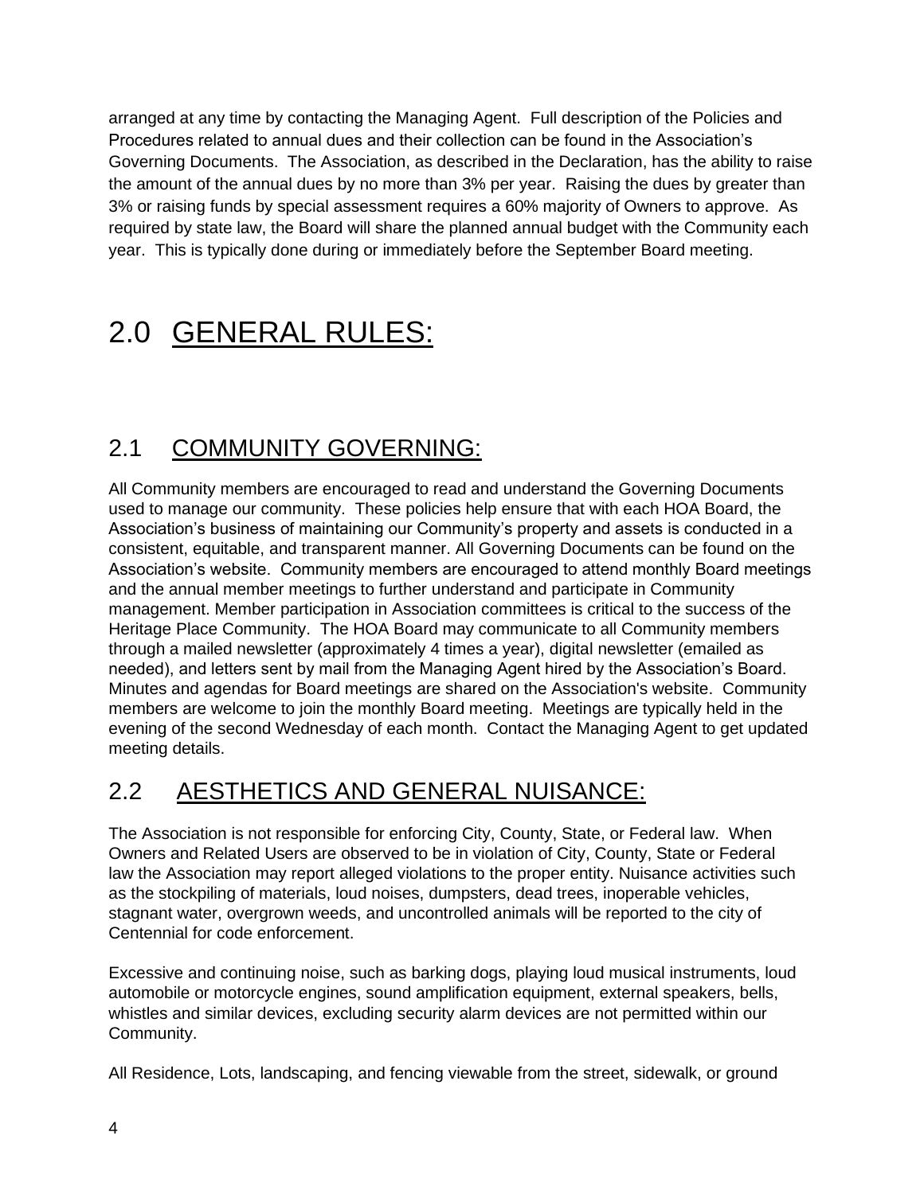arranged at any time by contacting the Managing Agent. Full description of the Policies and Procedures related to annual dues and their collection can be found in the Association's Governing Documents. The Association, as described in the Declaration, has the ability to raise the amount of the annual dues by no more than 3% per year. Raising the dues by greater than 3% or raising funds by special assessment requires a 60% majority of Owners to approve. As required by state law, the Board will share the planned annual budget with the Community each year. This is typically done during or immediately before the September Board meeting.

# 2.0 GENERAL RULES:

## 2.1 COMMUNITY GOVERNING:

All Community members are encouraged to read and understand the Governing Documents used to manage our community. These policies help ensure that with each HOA Board, the Association's business of maintaining our Community's property and assets is conducted in a consistent, equitable, and transparent manner. All Governing Documents can be found on the Association's website. Community members are encouraged to attend monthly Board meetings and the annual member meetings to further understand and participate in Community management. Member participation in Association committees is critical to the success of the Heritage Place Community. The HOA Board may communicate to all Community members through a mailed newsletter (approximately 4 times a year), digital newsletter (emailed as needed), and letters sent by mail from the Managing Agent hired by the Association's Board. Minutes and agendas for Board meetings are shared on the Association's website. Community members are welcome to join the monthly Board meeting. Meetings are typically held in the evening of the second Wednesday of each month. Contact the Managing Agent to get updated meeting details.

## 2.2 AESTHETICS AND GENERAL NUISANCE:

The Association is not responsible for enforcing City, County, State, or Federal law. When Owners and Related Users are observed to be in violation of City, County, State or Federal law the Association may report alleged violations to the proper entity. Nuisance activities such as the stockpiling of materials, loud noises, dumpsters, dead trees, inoperable vehicles, stagnant water, overgrown weeds, and uncontrolled animals will be reported to the city of Centennial for code enforcement.

Excessive and continuing noise, such as barking dogs, playing loud musical instruments, loud automobile or motorcycle engines, sound amplification equipment, external speakers, bells, whistles and similar devices, excluding security alarm devices are not permitted within our Community.

All Residence, Lots, landscaping, and fencing viewable from the street, sidewalk, or ground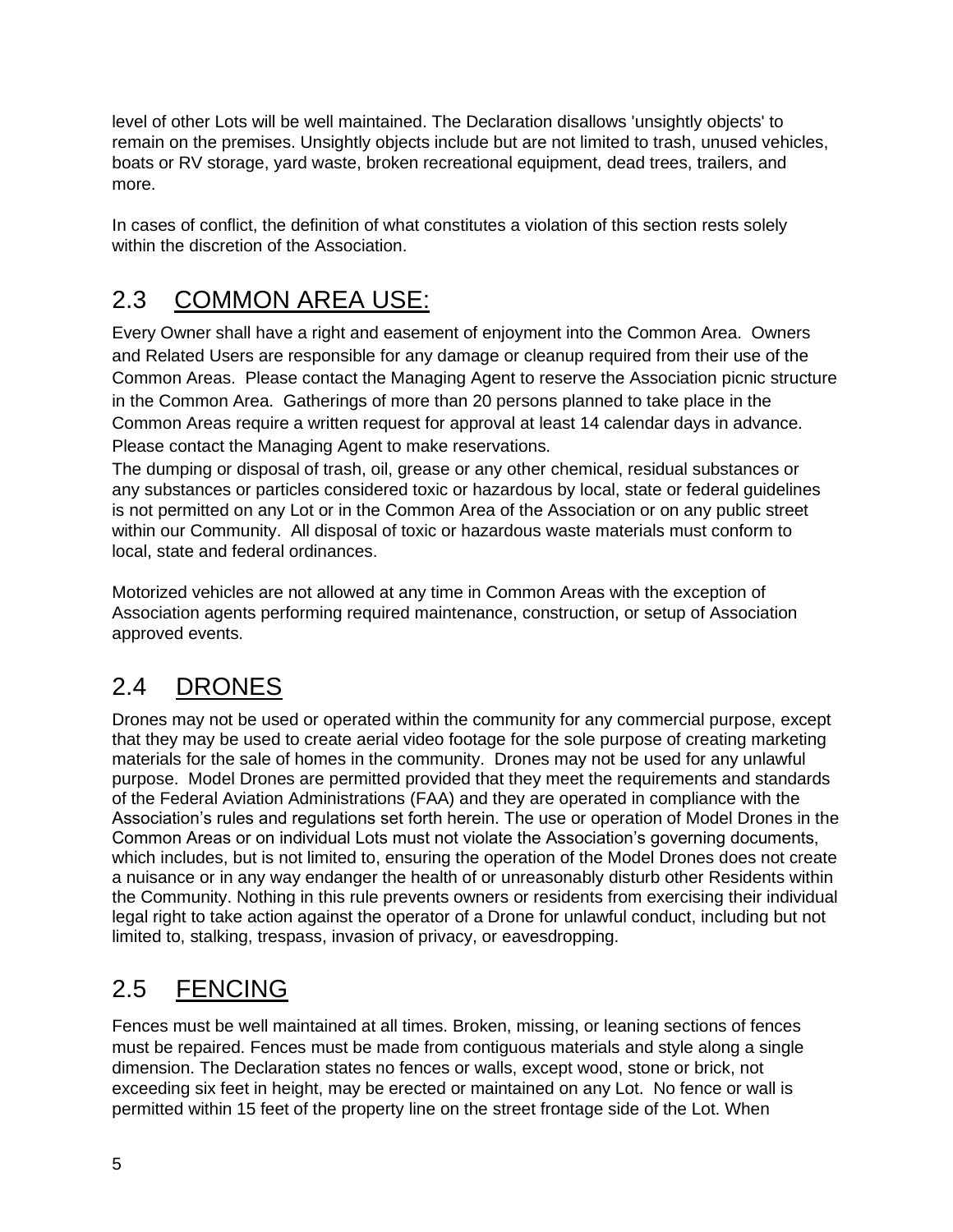level of other Lots will be well maintained. The Declaration disallows 'unsightly objects' to remain on the premises. Unsightly objects include but are not limited to trash, unused vehicles, boats or RV storage, yard waste, broken recreational equipment, dead trees, trailers, and more.

In cases of conflict, the definition of what constitutes a violation of this section rests solely within the discretion of the Association.

## 2.3 COMMON AREA USE:

Every Owner shall have a right and easement of enjoyment into the Common Area. Owners and Related Users are responsible for any damage or cleanup required from their use of the Common Areas. Please contact the Managing Agent to reserve the Association picnic structure in the Common Area. Gatherings of more than 20 persons planned to take place in the Common Areas require a written request for approval at least 14 calendar days in advance. Please contact the Managing Agent to make reservations.

The dumping or disposal of trash, oil, grease or any other chemical, residual substances or any substances or particles considered toxic or hazardous by local, state or federal guidelines is not permitted on any Lot or in the Common Area of the Association or on any public street within our Community. All disposal of toxic or hazardous waste materials must conform to local, state and federal ordinances.

Motorized vehicles are not allowed at any time in Common Areas with the exception of Association agents performing required maintenance, construction, or setup of Association approved events.

## 2.4 DRONES

Drones may not be used or operated within the community for any commercial purpose, except that they may be used to create aerial video footage for the sole purpose of creating marketing materials for the sale of homes in the community. Drones may not be used for any unlawful purpose. Model Drones are permitted provided that they meet the requirements and standards of the Federal Aviation Administrations (FAA) and they are operated in compliance with the Association's rules and regulations set forth herein. The use or operation of Model Drones in the Common Areas or on individual Lots must not violate the Association's governing documents, which includes, but is not limited to, ensuring the operation of the Model Drones does not create a nuisance or in any way endanger the health of or unreasonably disturb other Residents within the Community. Nothing in this rule prevents owners or residents from exercising their individual legal right to take action against the operator of a Drone for unlawful conduct, including but not limited to, stalking, trespass, invasion of privacy, or eavesdropping.

## 2.5 FENCING

Fences must be well maintained at all times. Broken, missing, or leaning sections of fences must be repaired. Fences must be made from contiguous materials and style along a single dimension. The Declaration states no fences or walls, except wood, stone or brick, not exceeding six feet in height, may be erected or maintained on any Lot. No fence or wall is permitted within 15 feet of the property line on the street frontage side of the Lot. When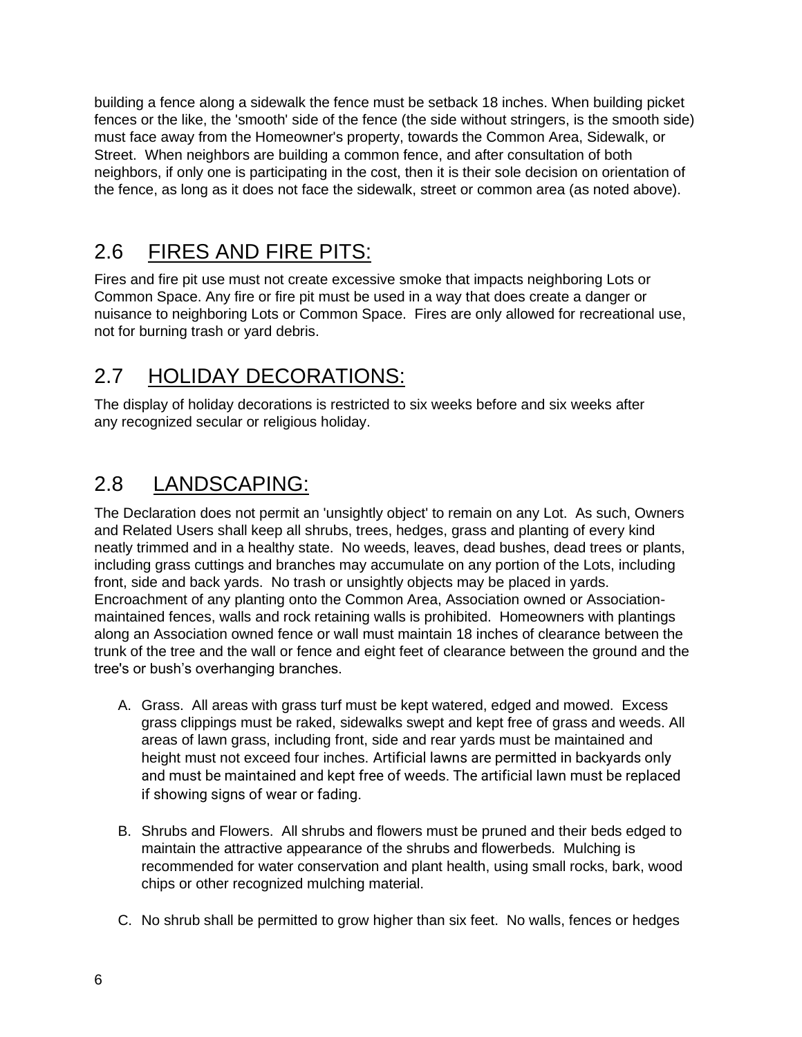building a fence along a sidewalk the fence must be setback 18 inches. When building picket fences or the like, the 'smooth' side of the fence (the side without stringers, is the smooth side) must face away from the Homeowner's property, towards the Common Area, Sidewalk, or Street. When neighbors are building a common fence, and after consultation of both neighbors, if only one is participating in the cost, then it is their sole decision on orientation of the fence, as long as it does not face the sidewalk, street or common area (as noted above).

## 2.6 FIRES AND FIRE PITS:

Fires and fire pit use must not create excessive smoke that impacts neighboring Lots or Common Space. Any fire or fire pit must be used in a way that does create a danger or nuisance to neighboring Lots or Common Space. Fires are only allowed for recreational use, not for burning trash or yard debris.

## 2.7 HOLIDAY DECORATIONS:

The display of holiday decorations is restricted to six weeks before and six weeks after any recognized secular or religious holiday.

## 2.8 LANDSCAPING:

The Declaration does not permit an 'unsightly object' to remain on any Lot. As such, Owners and Related Users shall keep all shrubs, trees, hedges, grass and planting of every kind neatly trimmed and in a healthy state. No weeds, leaves, dead bushes, dead trees or plants, including grass cuttings and branches may accumulate on any portion of the Lots, including front, side and back yards. No trash or unsightly objects may be placed in yards. Encroachment of any planting onto the Common Area, Association owned or Association-maintained fences, walls and rock retaining walls is prohibited. Homeowners with plantings along an Association owned fence or wall must maintain 18 inches of clearance between the trunk of the tree and the wall or fence and eight feet of clearance between the ground and the tree's or bush's overhanging branches.

A. Grass. All areas with grass turf must be kept watered, edged and mowed. Excess grass clippings must be raked, sidewalks swept and kept free of grass and weeds. All areas of lawn grass, including front, side and rear yards must be maintained and height must not exceed four inches. Artificial lawns are permitted in backyards only and must be maintained and kept free of weeds. The artificial lawn must be replaced if showing signs of wear or fading.

B. Shrubs and Flowers. All shrubs and flowers must be pruned and their beds edged to maintain the attractive appearance of the shrubs and flowerbeds. Mulching is recommended for water conservation and plant health, using small rocks, bark, wood chips or other recognized mulching material.

C. No shrub shall be permitted to grow higher than six feet. No walls, fences or hedges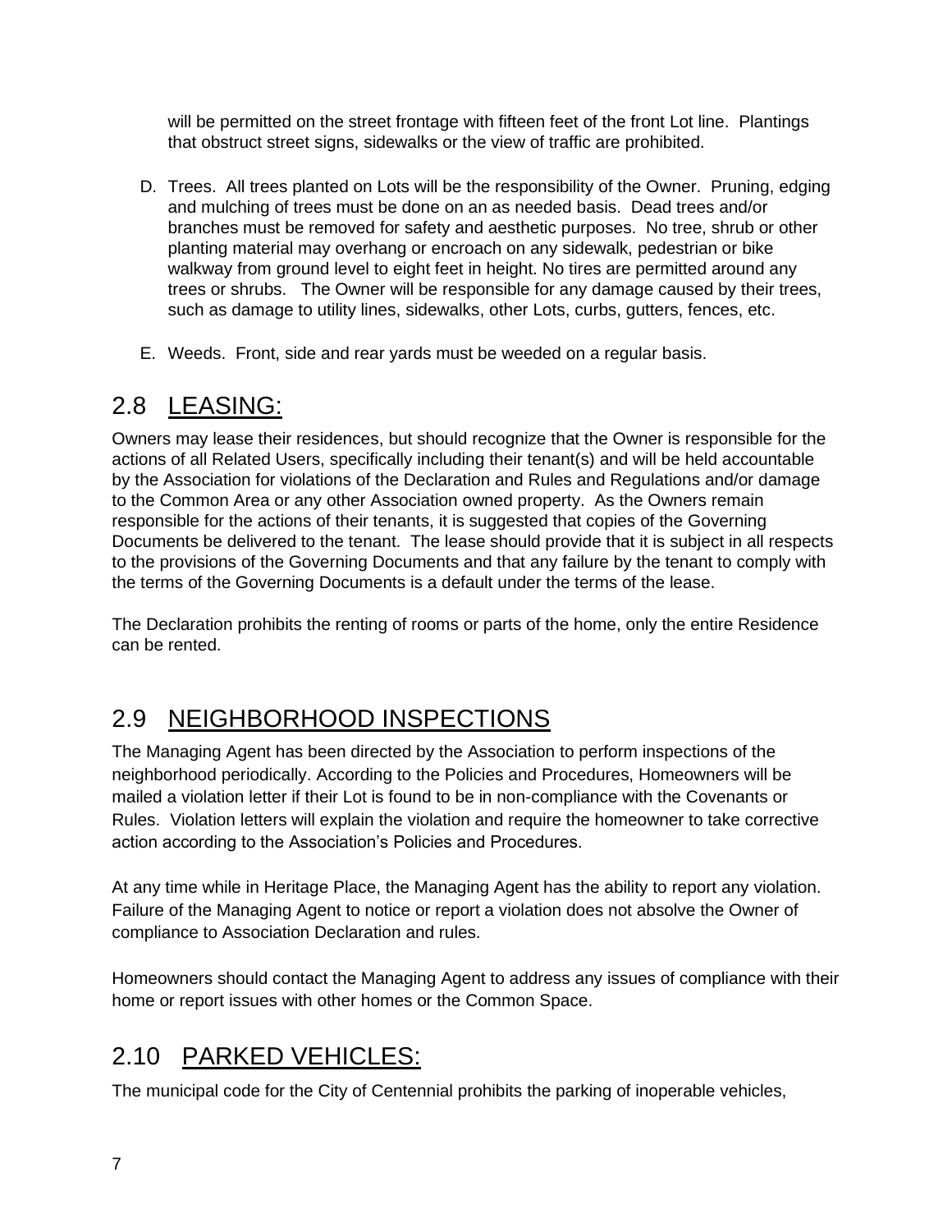will be permitted on the street frontage with fifteen feet of the front Lot line. Plantings that obstruct street signs, sidewalks or the view of traffic are prohibited.

D. Trees. All trees planted on Lots will be the responsibility of the Owner. Pruning, edging and mulching of trees must be done on an as needed basis. Dead trees and/or branches must be removed for safety and aesthetic purposes. No tree, shrub or other planting material may overhang or encroach on any sidewalk, pedestrian or bike walkway from ground level to eight feet in height. No tires are permitted around any trees or shrubs. The Owner will be responsible for any damage caused by their trees, such as damage to utility lines, sidewalks, other Lots, curbs, gutters, fences, etc.

E. Weeds. Front, side and rear yards must be weeded on a regular basis.

## 2.8 LEASING:

Owners may lease their residences, but should recognize that the Owner is responsible for the actions of all Related Users, specifically including their tenant(s) and will be held accountable by the Association for violations of the Declaration and Rules and Regulations and/or damage to the Common Area or any other Association owned property. As the Owners remain responsible for the actions of their tenants, it is suggested that copies of the Governing Documents be delivered to the tenant. The lease should provide that it is subject in all respects to the provisions of the Governing Documents and that any failure by the tenant to comply with the terms of the Governing Documents is a default under the terms of the lease.

The Declaration prohibits the renting of rooms or parts of the home, only the entire Residence can be rented.

## 2.9 NEIGHBORHOOD INSPECTIONS

The Managing Agent has been directed by the Association to perform inspections of the neighborhood periodically. According to the Policies and Procedures, Homeowners will be mailed a violation letter if their Lot is found to be in non-compliance with the Covenants or Rules. Violation letters will explain the violation and require the homeowner to take corrective action according to the Association's Policies and Procedures.

At any time while in Heritage Place, the Managing Agent has the ability to report any violation. Failure of the Managing Agent to notice or report a violation does not absolve the Owner of compliance to Association Declaration and rules.

Homeowners should contact the Managing Agent to address any issues of compliance with their home or report issues with other homes or the Common Space.

## 2.10 PARKED VEHICLES:

The municipal code for the City of Centennial prohibits the parking of inoperable vehicles,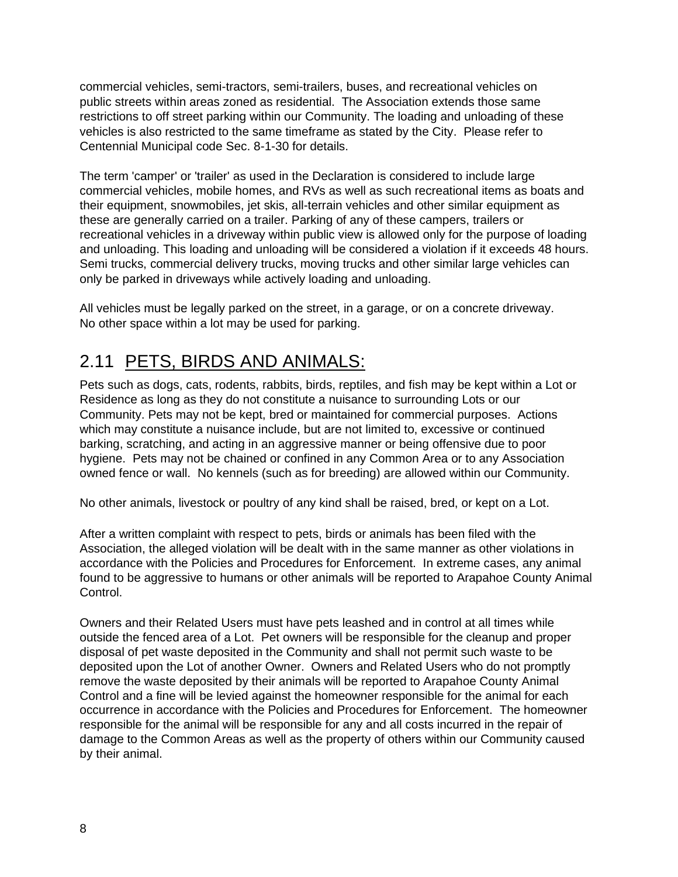commercial vehicles, semi-tractors, semi-trailers, buses, and recreational vehicles on public streets within areas zoned as residential. The Association extends those same restrictions to off street parking within our Community. The loading and unloading of these vehicles is also restricted to the same timeframe as stated by the City. Please refer to Centennial Municipal code Sec. 8-1-30 for details.

The term 'camper' or 'trailer' as used in the Declaration is considered to include large commercial vehicles, mobile homes, and RVs as well as such recreational items as boats and their equipment, snowmobiles, jet skis, all-terrain vehicles and other similar equipment as these are generally carried on a trailer. Parking of any of these campers, trailers or recreational vehicles in a driveway within public view is allowed only for the purpose of loading and unloading. This loading and unloading will be considered a violation if it exceeds 48 hours. Semi trucks, commercial delivery trucks, moving trucks and other similar large vehicles can only be parked in driveways while actively loading and unloading.

All vehicles must be legally parked on the street, in a garage, or on a concrete driveway. No other space within a lot may be used for parking.

## 2.11 PETS, BIRDS AND ANIMALS:

Pets such as dogs, cats, rodents, rabbits, birds, reptiles, and fish may be kept within a Lot or Residence as long as they do not constitute a nuisance to surrounding Lots or our Community. Pets may not be kept, bred or maintained for commercial purposes. Actions which may constitute a nuisance include, but are not limited to, excessive or continued barking, scratching, and acting in an aggressive manner or being offensive due to poor hygiene. Pets may not be chained or confined in any Common Area or to any Association owned fence or wall. No kennels (such as for breeding) are allowed within our Community.

No other animals, livestock or poultry of any kind shall be raised, bred, or kept on a Lot.

After a written complaint with respect to pets, birds or animals has been filed with the Association, the alleged violation will be dealt with in the same manner as other violations in accordance with the Policies and Procedures for Enforcement. In extreme cases, any animal found to be aggressive to humans or other animals will be reported to Arapahoe County Animal Control.

Owners and their Related Users must have pets leashed and in control at all times while outside the fenced area of a Lot. Pet owners will be responsible for the cleanup and proper disposal of pet waste deposited in the Community and shall not permit such waste to be deposited upon the Lot of another Owner. Owners and Related Users who do not promptly remove the waste deposited by their animals will be reported to Arapahoe County Animal Control and a fine will be levied against the homeowner responsible for the animal for each occurrence in accordance with the Policies and Procedures for Enforcement. The homeowner responsible for the animal will be responsible for any and all costs incurred in the repair of damage to the Common Areas as well as the property of others within our Community caused by their animal.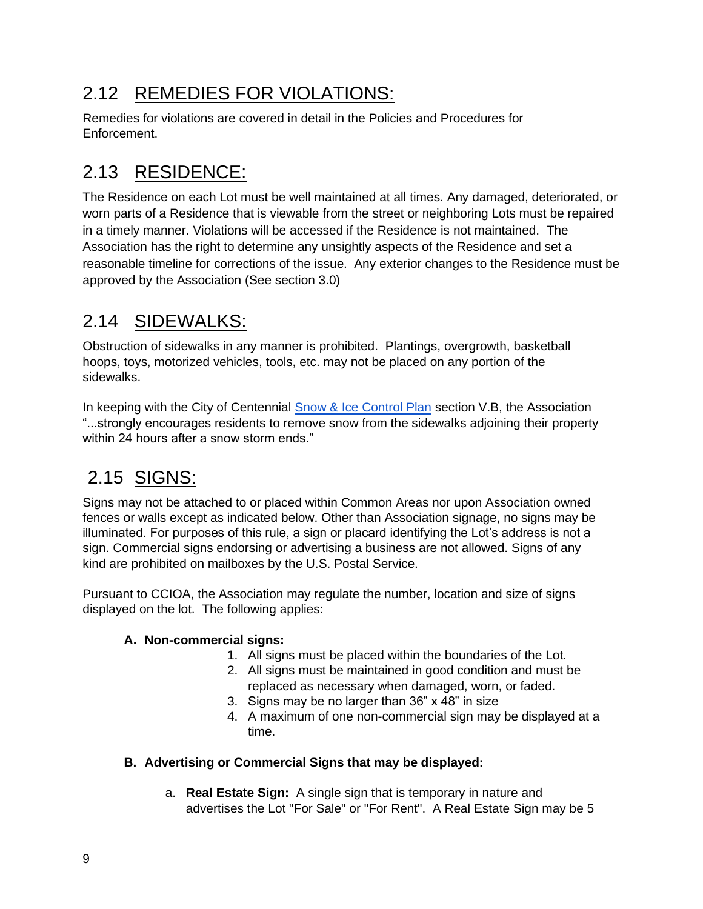## 2.12 REMEDIES FOR VIOLATIONS:

Remedies for violations are covered in detail in the Policies and Procedures for Enforcement.

## 2.13 RESIDENCE:

The Residence on each Lot must be well maintained at all times. Any damaged, deteriorated, or worn parts of a Residence that is viewable from the street or neighboring Lots must be repaired in a timely manner. Violations will be accessed if the Residence is not maintained. The Association has the right to determine any unsightly aspects of the Residence and set a reasonable timeline for corrections of the issue. Any exterior changes to the Residence must be approved by the Association (See section 3.0)

## 2.14 SIDEWALKS:

Obstruction of sidewalks in any manner is prohibited. Plantings, overgrowth, basketball hoops, toys, motorized vehicles, tools, etc. may not be placed on any portion of the sidewalks.

In keeping with the City of Centennial Snow & Ice Control Plan section V.B, the Association "...strongly encourages residents to remove snow from the sidewalks adjoining their property within 24 hours after a snow storm ends."

## 2.15 SIGNS:

Signs may not be attached to or placed within Common Areas nor upon Association owned fences or walls except as indicated below. Other than Association signage, no signs may be illuminated. For purposes of this rule, a sign or placard identifying the Lot's address is not a sign. Commercial signs endorsing or advertising a business are not allowed. Signs of any kind are prohibited on mailboxes by the U.S. Postal Service.

Pursuant to CCIOA, the Association may regulate the number, location and size of signs displayed on the lot. The following applies:

**A. Non-commercial signs:**

1. All signs must be placed within the boundaries of the Lot.
2. All signs must be maintained in good condition and must be replaced as necessary when damaged, worn, or faded.
3. Signs may be no larger than 36" x 48" in size
4. A maximum of one non-commercial sign may be displayed at a time.

**B. Advertising or Commercial Signs that may be displayed:**

a. **Real Estate Sign:** A single sign that is temporary in nature and advertises the Lot "For Sale" or "For Rent". A Real Estate Sign may be 5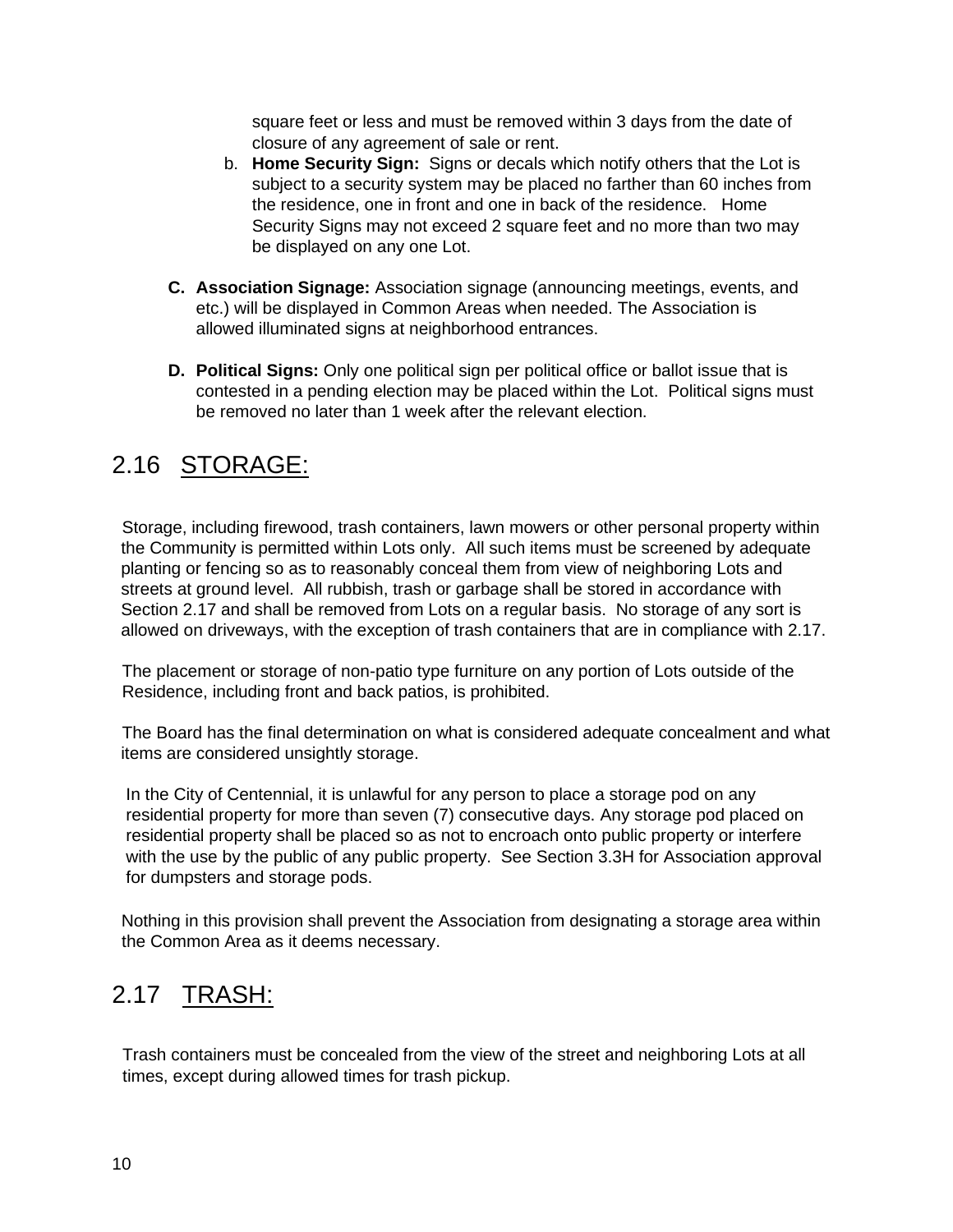square feet or less and must be removed within 3 days from the date of closure of any agreement of sale or rent.

b. **Home Security Sign:** Signs or decals which notify others that the Lot is subject to a security system may be placed no farther than 60 inches from the residence, one in front and one in back of the residence. Home Security Signs may not exceed 2 square feet and no more than two may be displayed on any one Lot.

**C. Association Signage:** Association signage (announcing meetings, events, and etc.) will be displayed in Common Areas when needed. The Association is allowed illuminated signs at neighborhood entrances.

**D. Political Signs:** Only one political sign per political office or ballot issue that is contested in a pending election may be placed within the Lot. Political signs must be removed no later than 1 week after the relevant election.

## 2.16 STORAGE:

Storage, including firewood, trash containers, lawn mowers or other personal property within the Community is permitted within Lots only. All such items must be screened by adequate planting or fencing so as to reasonably conceal them from view of neighboring Lots and streets at ground level. All rubbish, trash or garbage shall be stored in accordance with Section 2.17 and shall be removed from Lots on a regular basis. No storage of any sort is allowed on driveways, with the exception of trash containers that are in compliance with 2.17.

The placement or storage of non-patio type furniture on any portion of Lots outside of the Residence, including front and back patios, is prohibited.

The Board has the final determination on what is considered adequate concealment and what items are considered unsightly storage.

In the City of Centennial, it is unlawful for any person to place a storage pod on any residential property for more than seven (7) consecutive days. Any storage pod placed on residential property shall be placed so as not to encroach onto public property or interfere with the use by the public of any public property. See Section 3.3H for Association approval for dumpsters and storage pods.

Nothing in this provision shall prevent the Association from designating a storage area within the Common Area as it deems necessary.

## 2.17 TRASH:

Trash containers must be concealed from the view of the street and neighboring Lots at all times, except during allowed times for trash pickup.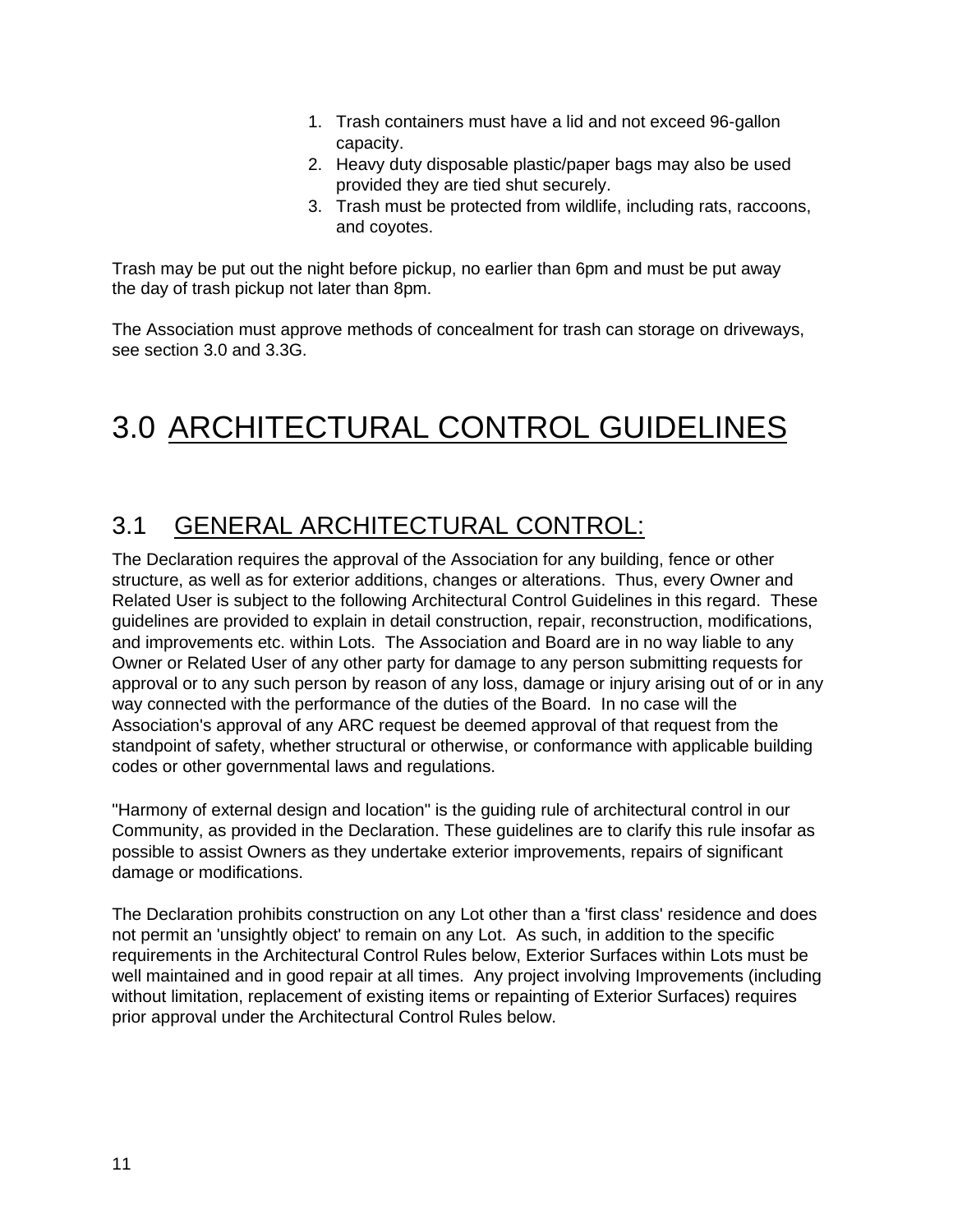1. Trash containers must have a lid and not exceed 96-gallon capacity.
2. Heavy duty disposable plastic/paper bags may also be used provided they are tied shut securely.
3. Trash must be protected from wildlife, including rats, raccoons, and coyotes.

Trash may be put out the night before pickup, no earlier than 6pm and must be put away the day of trash pickup not later than 8pm.

The Association must approve methods of concealment for trash can storage on driveways, see section 3.0 and 3.3G.

# 3.0 ARCHITECTURAL CONTROL GUIDELINES

## 3.1 GENERAL ARCHITECTURAL CONTROL:

The Declaration requires the approval of the Association for any building, fence or other structure, as well as for exterior additions, changes or alterations. Thus, every Owner and Related User is subject to the following Architectural Control Guidelines in this regard. These guidelines are provided to explain in detail construction, repair, reconstruction, modifications, and improvements etc. within Lots. The Association and Board are in no way liable to any Owner or Related User of any other party for damage to any person submitting requests for approval or to any such person by reason of any loss, damage or injury arising out of or in any way connected with the performance of the duties of the Board. In no case will the Association's approval of any ARC request be deemed approval of that request from the standpoint of safety, whether structural or otherwise, or conformance with applicable building codes or other governmental laws and regulations.

"Harmony of external design and location" is the guiding rule of architectural control in our Community, as provided in the Declaration. These guidelines are to clarify this rule insofar as possible to assist Owners as they undertake exterior improvements, repairs of significant damage or modifications.

The Declaration prohibits construction on any Lot other than a 'first class' residence and does not permit an 'unsightly object' to remain on any Lot. As such, in addition to the specific requirements in the Architectural Control Rules below, Exterior Surfaces within Lots must be well maintained and in good repair at all times. Any project involving Improvements (including without limitation, replacement of existing items or repainting of Exterior Surfaces) requires prior approval under the Architectural Control Rules below.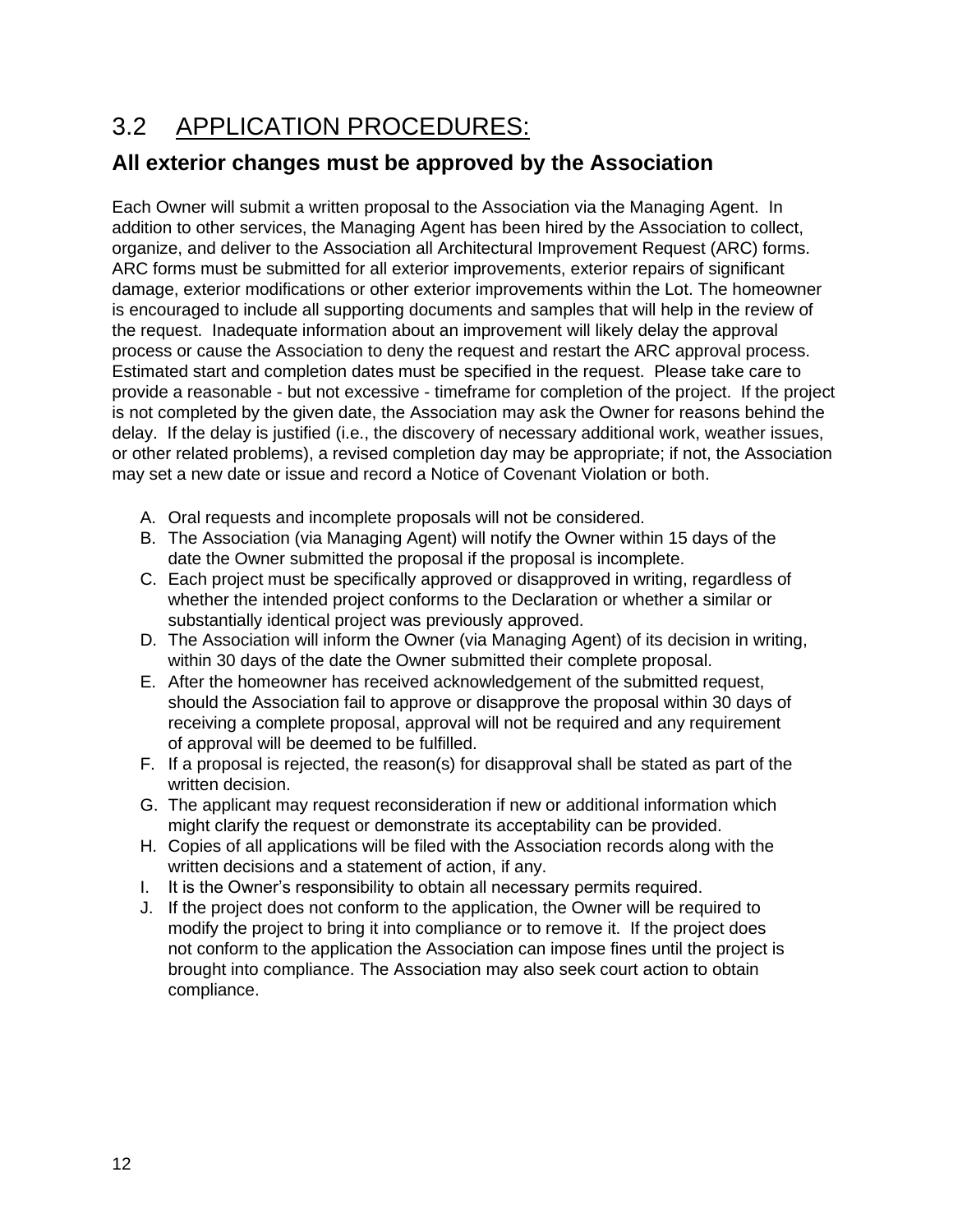## 3.2 APPLICATION PROCEDURES:

### All exterior changes must be approved by the Association

Each Owner will submit a written proposal to the Association via the Managing Agent. In addition to other services, the Managing Agent has been hired by the Association to collect, organize, and deliver to the Association all Architectural Improvement Request (ARC) forms. ARC forms must be submitted for all exterior improvements, exterior repairs of significant damage, exterior modifications or other exterior improvements within the Lot. The homeowner is encouraged to include all supporting documents and samples that will help in the review of the request. Inadequate information about an improvement will likely delay the approval process or cause the Association to deny the request and restart the ARC approval process. Estimated start and completion dates must be specified in the request. Please take care to provide a reasonable - but not excessive - timeframe for completion of the project. If the project is not completed by the given date, the Association may ask the Owner for reasons behind the delay. If the delay is justified (i.e., the discovery of necessary additional work, weather issues, or other related problems), a revised completion day may be appropriate; if not, the Association may set a new date or issue and record a Notice of Covenant Violation or both.

A. Oral requests and incomplete proposals will not be considered.
B. The Association (via Managing Agent) will notify the Owner within 15 days of the date the Owner submitted the proposal if the proposal is incomplete.
C. Each project must be specifically approved or disapproved in writing, regardless of whether the intended project conforms to the Declaration or whether a similar or substantially identical project was previously approved.
D. The Association will inform the Owner (via Managing Agent) of its decision in writing, within 30 days of the date the Owner submitted their complete proposal.
E. After the homeowner has received acknowledgement of the submitted request, should the Association fail to approve or disapprove the proposal within 30 days of receiving a complete proposal, approval will not be required and any requirement of approval will be deemed to be fulfilled.
F. If a proposal is rejected, the reason(s) for disapproval shall be stated as part of the written decision.
G. The applicant may request reconsideration if new or additional information which might clarify the request or demonstrate its acceptability can be provided.
H. Copies of all applications will be filed with the Association records along with the written decisions and a statement of action, if any.
I. It is the Owner's responsibility to obtain all necessary permits required.
J. If the project does not conform to the application, the Owner will be required to modify the project to bring it into compliance or to remove it. If the project does not conform to the application the Association can impose fines until the project is brought into compliance. The Association may also seek court action to obtain compliance.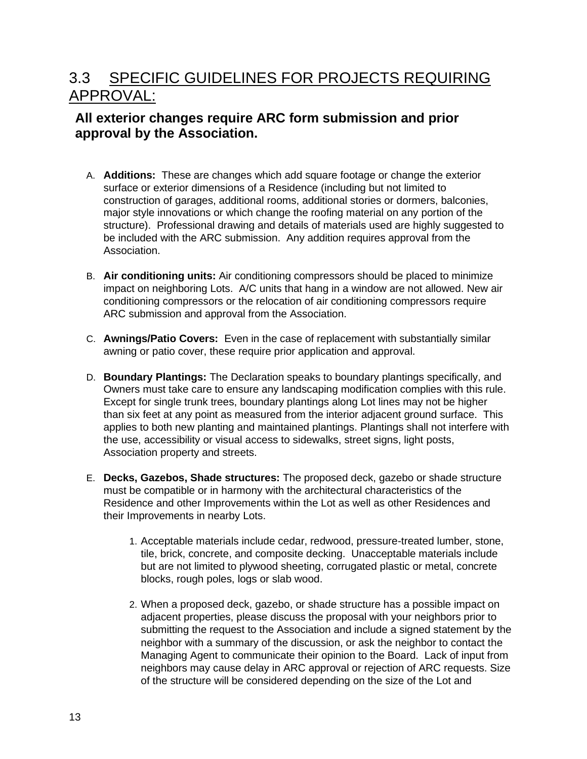## 3.3 SPECIFIC GUIDELINES FOR PROJECTS REQUIRING APPROVAL:

**All exterior changes require ARC form submission and prior approval by the Association.**

A. **Additions:** These are changes which add square footage or change the exterior surface or exterior dimensions of a Residence (including but not limited to construction of garages, additional rooms, additional stories or dormers, balconies, major style innovations or which change the roofing material on any portion of the structure). Professional drawing and details of materials used are highly suggested to be included with the ARC submission. Any addition requires approval from the Association.

B. **Air conditioning units:** Air conditioning compressors should be placed to minimize impact on neighboring Lots. A/C units that hang in a window are not allowed. New air conditioning compressors or the relocation of air conditioning compressors require ARC submission and approval from the Association.

C. **Awnings/Patio Covers:** Even in the case of replacement with substantially similar awning or patio cover, these require prior application and approval.

D. **Boundary Plantings:** The Declaration speaks to boundary plantings specifically, and Owners must take care to ensure any landscaping modification complies with this rule. Except for single trunk trees, boundary plantings along Lot lines may not be higher than six feet at any point as measured from the interior adjacent ground surface. This applies to both new planting and maintained plantings. Plantings shall not interfere with the use, accessibility or visual access to sidewalks, street signs, light posts, Association property and streets.

E. **Decks, Gazebos, Shade structures:** The proposed deck, gazebo or shade structure must be compatible or in harmony with the architectural characteristics of the Residence and other Improvements within the Lot as well as other Residences and their Improvements in nearby Lots.

   1. Acceptable materials include cedar, redwood, pressure-treated lumber, stone, tile, brick, concrete, and composite decking. Unacceptable materials include but are not limited to plywood sheeting, corrugated plastic or metal, concrete blocks, rough poles, logs or slab wood.

   2. When a proposed deck, gazebo, or shade structure has a possible impact on adjacent properties, please discuss the proposal with your neighbors prior to submitting the request to the Association and include a signed statement by the neighbor with a summary of the discussion, or ask the neighbor to contact the Managing Agent to communicate their opinion to the Board. Lack of input from neighbors may cause delay in ARC approval or rejection of ARC requests. Size of the structure will be considered depending on the size of the Lot and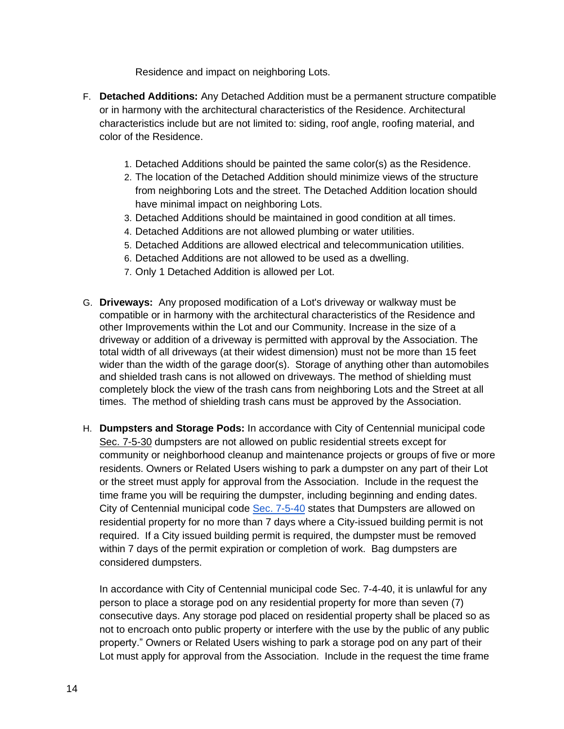Residence and impact on neighboring Lots.

F. **Detached Additions:** Any Detached Addition must be a permanent structure compatible or in harmony with the architectural characteristics of the Residence. Architectural characteristics include but are not limited to: siding, roof angle, roofing material, and color of the Residence.

    1. Detached Additions should be painted the same color(s) as the Residence.
    2. The location of the Detached Addition should minimize views of the structure from neighboring Lots and the street. The Detached Addition location should have minimal impact on neighboring Lots.
    3. Detached Additions should be maintained in good condition at all times.
    4. Detached Additions are not allowed plumbing or water utilities.
    5. Detached Additions are allowed electrical and telecommunication utilities.
    6. Detached Additions are not allowed to be used as a dwelling.
    7. Only 1 Detached Addition is allowed per Lot.

G. **Driveways:** Any proposed modification of a Lot's driveway or walkway must be compatible or in harmony with the architectural characteristics of the Residence and other Improvements within the Lot and our Community. Increase in the size of a driveway or addition of a driveway is permitted with approval by the Association. The total width of all driveways (at their widest dimension) must not be more than 15 feet wider than the width of the garage door(s). Storage of anything other than automobiles and shielded trash cans is not allowed on driveways. The method of shielding must completely block the view of the trash cans from neighboring Lots and the Street at all times. The method of shielding trash cans must be approved by the Association.

H. **Dumpsters and Storage Pods:** In accordance with City of Centennial municipal code Sec. 7-5-30 dumpsters are not allowed on public residential streets except for community or neighborhood cleanup and maintenance projects or groups of five or more residents. Owners or Related Users wishing to park a dumpster on any part of their Lot or the street must apply for approval from the Association. Include in the request the time frame you will be requiring the dumpster, including beginning and ending dates. City of Centennial municipal code Sec. 7-5-40 states that Dumpsters are allowed on residential property for no more than 7 days where a City-issued building permit is not required. If a City issued building permit is required, the dumpster must be removed within 7 days of the permit expiration or completion of work. Bag dumpsters are considered dumpsters.

   In accordance with City of Centennial municipal code Sec. 7-4-40, it is unlawful for any person to place a storage pod on any residential property for more than seven (7) consecutive days. Any storage pod placed on residential property shall be placed so as not to encroach onto public property or interfere with the use by the public of any public property." Owners or Related Users wishing to park a storage pod on any part of their Lot must apply for approval from the Association. Include in the request the time frame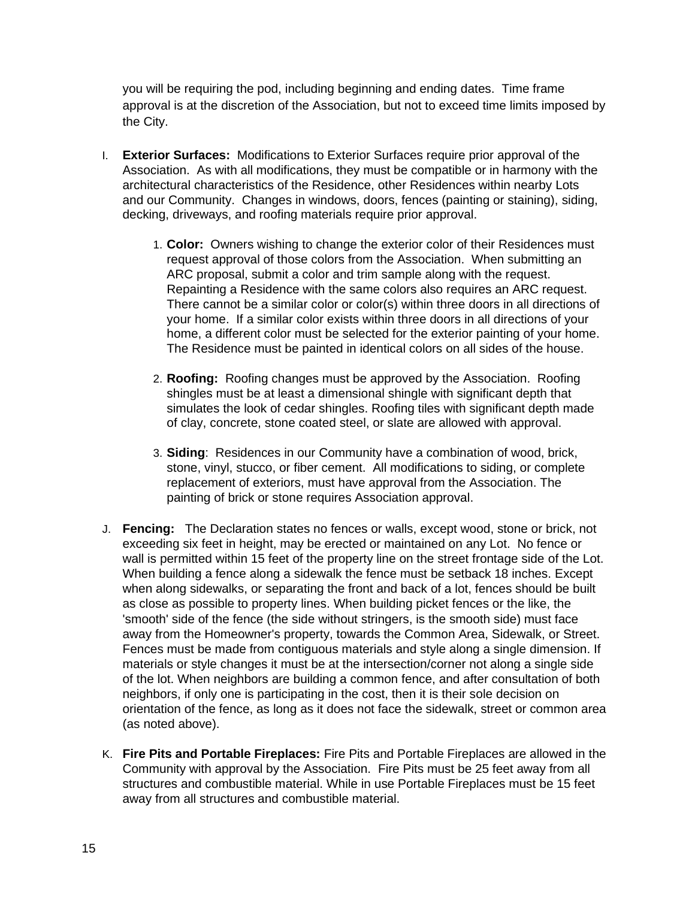you will be requiring the pod, including beginning and ending dates. Time frame approval is at the discretion of the Association, but not to exceed time limits imposed by the City.

I. **Exterior Surfaces:** Modifications to Exterior Surfaces require prior approval of the Association. As with all modifications, they must be compatible or in harmony with the architectural characteristics of the Residence, other Residences within nearby Lots and our Community. Changes in windows, doors, fences (painting or staining), siding, decking, driveways, and roofing materials require prior approval.

    1. **Color:** Owners wishing to change the exterior color of their Residences must request approval of those colors from the Association. When submitting an ARC proposal, submit a color and trim sample along with the request. Repainting a Residence with the same colors also requires an ARC request. There cannot be a similar color or color(s) within three doors in all directions of your home. If a similar color exists within three doors in all directions of your home, a different color must be selected for the exterior painting of your home. The Residence must be painted in identical colors on all sides of the house.

    2. **Roofing:** Roofing changes must be approved by the Association. Roofing shingles must be at least a dimensional shingle with significant depth that simulates the look of cedar shingles. Roofing tiles with significant depth made of clay, concrete, stone coated steel, or slate are allowed with approval.

    3. **Siding**: Residences in our Community have a combination of wood, brick, stone, vinyl, stucco, or fiber cement. All modifications to siding, or complete replacement of exteriors, must have approval from the Association. The painting of brick or stone requires Association approval.

J. **Fencing:** The Declaration states no fences or walls, except wood, stone or brick, not exceeding six feet in height, may be erected or maintained on any Lot. No fence or wall is permitted within 15 feet of the property line on the street frontage side of the Lot. When building a fence along a sidewalk the fence must be setback 18 inches. Except when along sidewalks, or separating the front and back of a lot, fences should be built as close as possible to property lines. When building picket fences or the like, the 'smooth' side of the fence (the side without stringers, is the smooth side) must face away from the Homeowner's property, towards the Common Area, Sidewalk, or Street. Fences must be made from contiguous materials and style along a single dimension. If materials or style changes it must be at the intersection/corner not along a single side of the lot. When neighbors are building a common fence, and after consultation of both neighbors, if only one is participating in the cost, then it is their sole decision on orientation of the fence, as long as it does not face the sidewalk, street or common area (as noted above).

K. **Fire Pits and Portable Fireplaces:** Fire Pits and Portable Fireplaces are allowed in the Community with approval by the Association. Fire Pits must be 25 feet away from all structures and combustible material. While in use Portable Fireplaces must be 15 feet away from all structures and combustible material.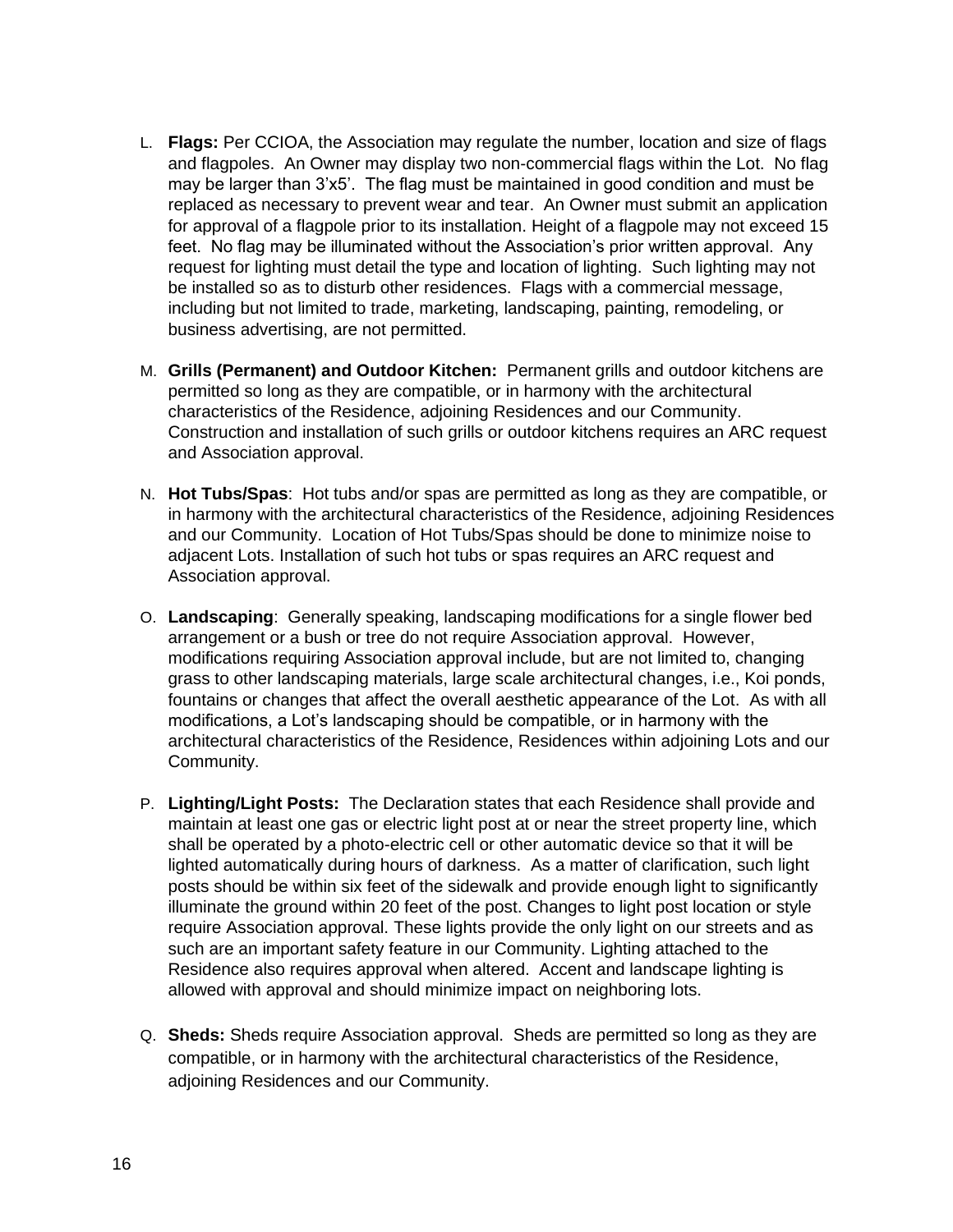L. **Flags:** Per CCIOA, the Association may regulate the number, location and size of flags and flagpoles. An Owner may display two non-commercial flags within the Lot. No flag may be larger than 3'x5'. The flag must be maintained in good condition and must be replaced as necessary to prevent wear and tear. An Owner must submit an application for approval of a flagpole prior to its installation. Height of a flagpole may not exceed 15 feet. No flag may be illuminated without the Association's prior written approval. Any request for lighting must detail the type and location of lighting. Such lighting may not be installed so as to disturb other residences. Flags with a commercial message, including but not limited to trade, marketing, landscaping, painting, remodeling, or business advertising, are not permitted.

M. **Grills (Permanent) and Outdoor Kitchen:** Permanent grills and outdoor kitchens are permitted so long as they are compatible, or in harmony with the architectural characteristics of the Residence, adjoining Residences and our Community. Construction and installation of such grills or outdoor kitchens requires an ARC request and Association approval.

N. **Hot Tubs/Spas**: Hot tubs and/or spas are permitted as long as they are compatible, or in harmony with the architectural characteristics of the Residence, adjoining Residences and our Community. Location of Hot Tubs/Spas should be done to minimize noise to adjacent Lots. Installation of such hot tubs or spas requires an ARC request and Association approval.

O. **Landscaping**: Generally speaking, landscaping modifications for a single flower bed arrangement or a bush or tree do not require Association approval. However, modifications requiring Association approval include, but are not limited to, changing grass to other landscaping materials, large scale architectural changes, i.e., Koi ponds, fountains or changes that affect the overall aesthetic appearance of the Lot. As with all modifications, a Lot's landscaping should be compatible, or in harmony with the architectural characteristics of the Residence, Residences within adjoining Lots and our Community.

P. **Lighting/Light Posts:** The Declaration states that each Residence shall provide and maintain at least one gas or electric light post at or near the street property line, which shall be operated by a photo-electric cell or other automatic device so that it will be lighted automatically during hours of darkness. As a matter of clarification, such light posts should be within six feet of the sidewalk and provide enough light to significantly illuminate the ground within 20 feet of the post. Changes to light post location or style require Association approval. These lights provide the only light on our streets and as such are an important safety feature in our Community. Lighting attached to the Residence also requires approval when altered. Accent and landscape lighting is allowed with approval and should minimize impact on neighboring lots.

Q. **Sheds:** Sheds require Association approval. Sheds are permitted so long as they are compatible, or in harmony with the architectural characteristics of the Residence, adjoining Residences and our Community.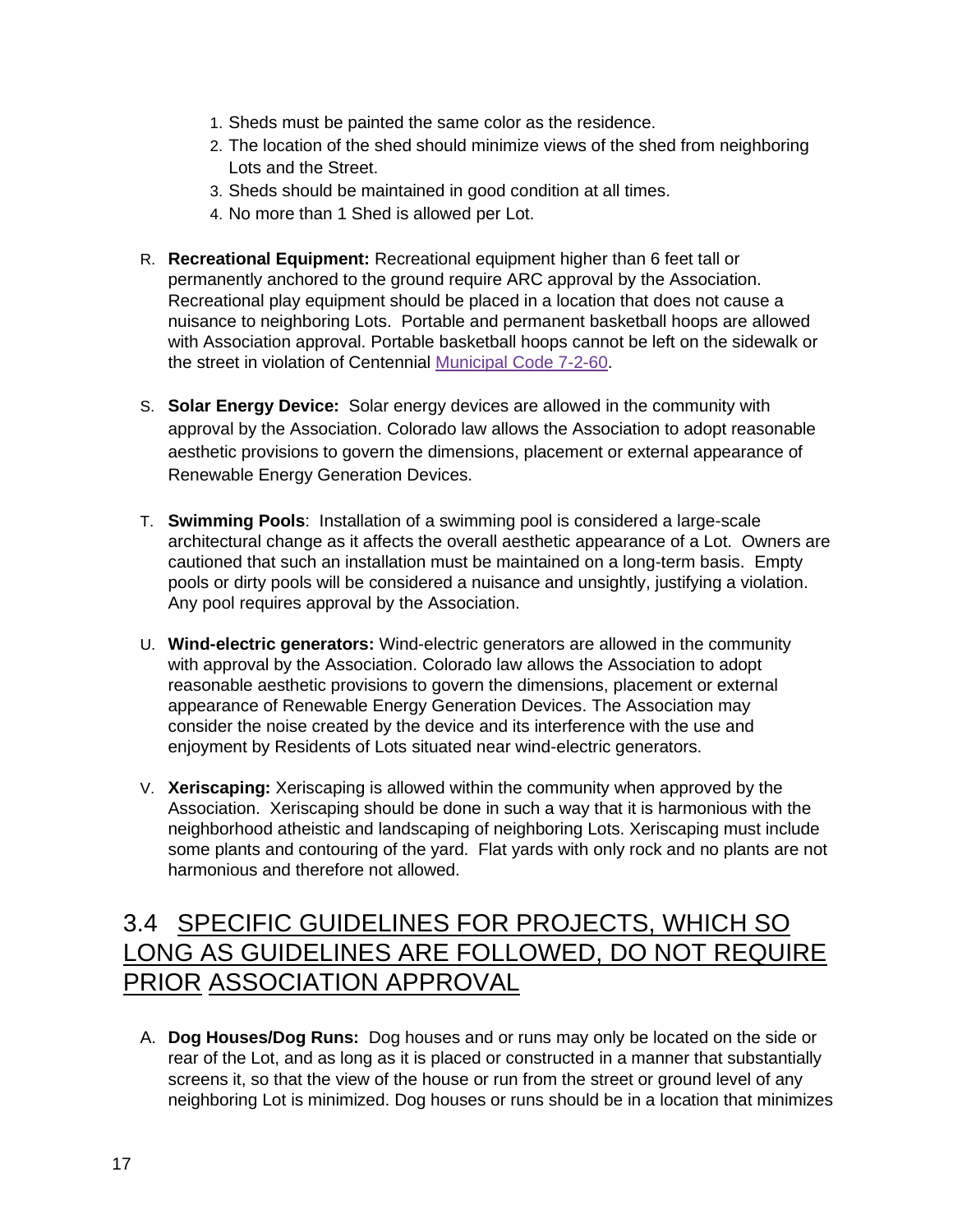1. Sheds must be painted the same color as the residence.
2. The location of the shed should minimize views of the shed from neighboring Lots and the Street.
3. Sheds should be maintained in good condition at all times.
4. No more than 1 Shed is allowed per Lot.

R. **Recreational Equipment:** Recreational equipment higher than 6 feet tall or permanently anchored to the ground require ARC approval by the Association. Recreational play equipment should be placed in a location that does not cause a nuisance to neighboring Lots. Portable and permanent basketball hoops are allowed with Association approval. Portable basketball hoops cannot be left on the sidewalk or the street in violation of Centennial Municipal Code 7-2-60.

S. **Solar Energy Device:** Solar energy devices are allowed in the community with approval by the Association. Colorado law allows the Association to adopt reasonable aesthetic provisions to govern the dimensions, placement or external appearance of Renewable Energy Generation Devices.

T. **Swimming Pools**: Installation of a swimming pool is considered a large-scale architectural change as it affects the overall aesthetic appearance of a Lot. Owners are cautioned that such an installation must be maintained on a long-term basis. Empty pools or dirty pools will be considered a nuisance and unsightly, justifying a violation. Any pool requires approval by the Association.

U. **Wind-electric generators:** Wind-electric generators are allowed in the community with approval by the Association. Colorado law allows the Association to adopt reasonable aesthetic provisions to govern the dimensions, placement or external appearance of Renewable Energy Generation Devices. The Association may consider the noise created by the device and its interference with the use and enjoyment by Residents of Lots situated near wind-electric generators.

V. **Xeriscaping:** Xeriscaping is allowed within the community when approved by the Association. Xeriscaping should be done in such a way that it is harmonious with the neighborhood atheistic and landscaping of neighboring Lots. Xeriscaping must include some plants and contouring of the yard. Flat yards with only rock and no plants are not harmonious and therefore not allowed.

## 3.4 SPECIFIC GUIDELINES FOR PROJECTS, WHICH SO LONG AS GUIDELINES ARE FOLLOWED, DO NOT REQUIRE PRIOR ASSOCIATION APPROVAL

A. **Dog Houses/Dog Runs:** Dog houses and or runs may only be located on the side or rear of the Lot, and as long as it is placed or constructed in a manner that substantially screens it, so that the view of the house or run from the street or ground level of any neighboring Lot is minimized. Dog houses or runs should be in a location that minimizes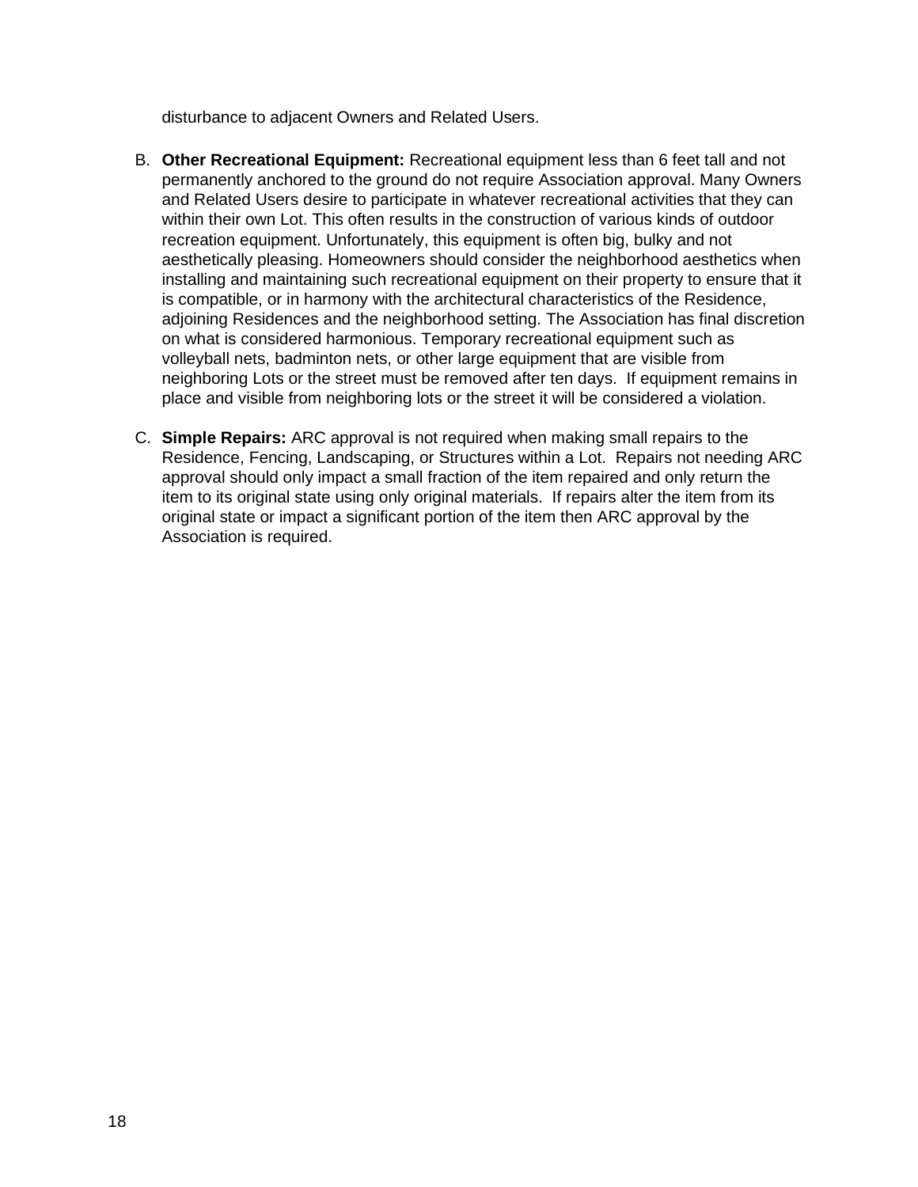disturbance to adjacent Owners and Related Users.

B. **Other Recreational Equipment:** Recreational equipment less than 6 feet tall and not permanently anchored to the ground do not require Association approval. Many Owners and Related Users desire to participate in whatever recreational activities that they can within their own Lot. This often results in the construction of various kinds of outdoor recreation equipment. Unfortunately, this equipment is often big, bulky and not aesthetically pleasing. Homeowners should consider the neighborhood aesthetics when installing and maintaining such recreational equipment on their property to ensure that it is compatible, or in harmony with the architectural characteristics of the Residence, adjoining Residences and the neighborhood setting. The Association has final discretion on what is considered harmonious. Temporary recreational equipment such as volleyball nets, badminton nets, or other large equipment that are visible from neighboring Lots or the street must be removed after ten days. If equipment remains in place and visible from neighboring lots or the street it will be considered a violation.

C. **Simple Repairs:** ARC approval is not required when making small repairs to the Residence, Fencing, Landscaping, or Structures within a Lot. Repairs not needing ARC approval should only impact a small fraction of the item repaired and only return the item to its original state using only original materials. If repairs alter the item from its original state or impact a significant portion of the item then ARC approval by the Association is required.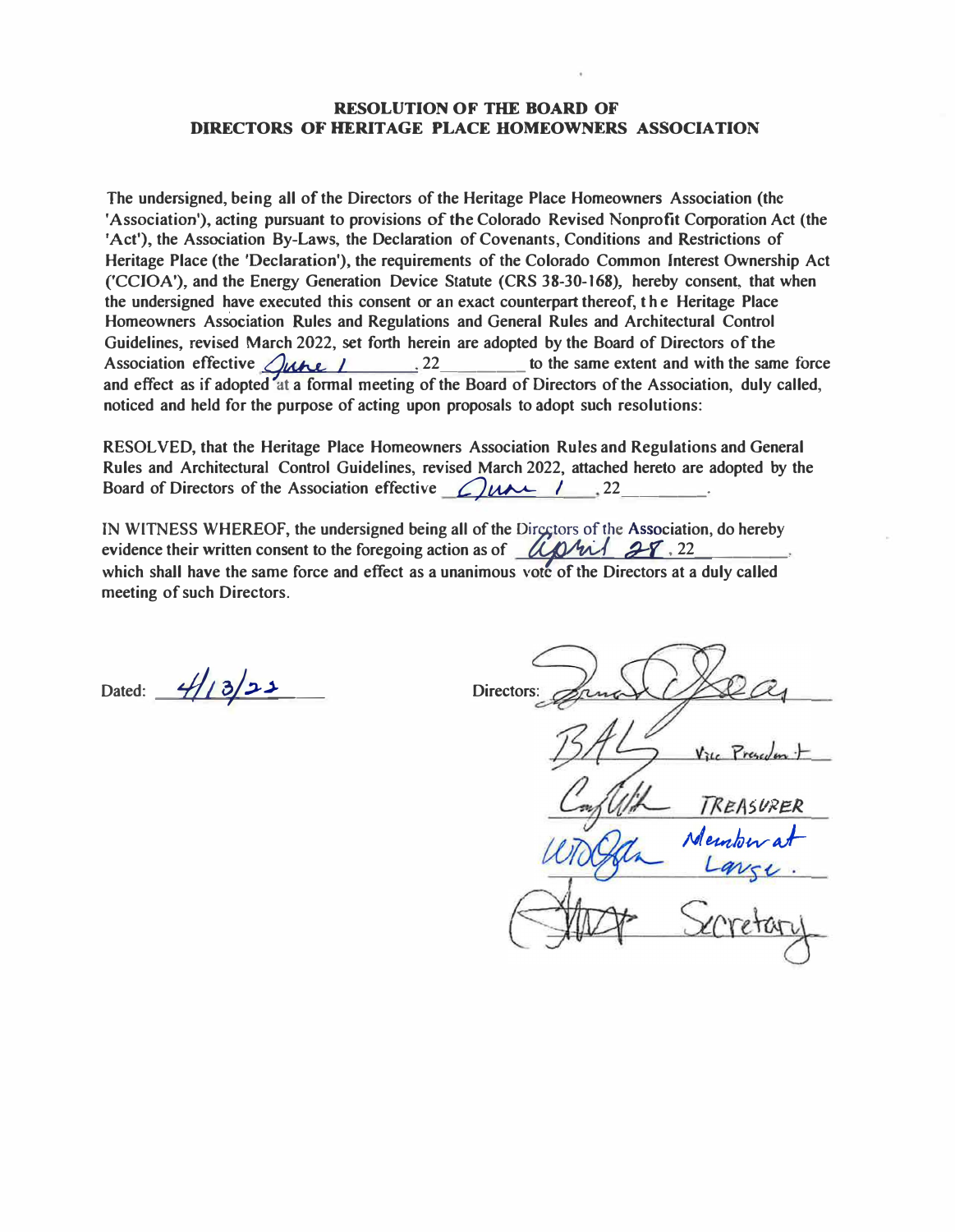**RESOLUTION OF THE BOARD OF DIRECTORS OF HERITAGE PLACE HOMEOWNERS ASSOCIATION**

The undersigned, being all of the Directors of the Heritage Place Homeowners Association (the 'Association'), acting pursuant to provisions of the Colorado Revised Nonprofit Corporation Act (the 'Act'), the Association By-Laws, the Declaration of Covenants, Conditions and Restrictions of Heritage Place (the 'Declaration'), the requirements of the Colorado Common Interest Ownership Act ('CCIOA'), and the Energy Generation Device Statute (CRS 38-30-168), hereby consent, that when the undersigned have executed this consent or an exact counterpart thereof, the Heritage Place Homeowners Association Rules and Regulations and General Rules and Architectural Control Guidelines, revised March 2022, set forth herein are adopted by the Board of Directors of the Association effective June 1, 22 to the same extent and with the same force and effect as if adopted at a formal meeting of the Board of Directors of the Association, duly called, noticed and held for the purpose of acting upon proposals to adopt such resolutions:

RESOLVED, that the Heritage Place Homeowners Association Rules and Regulations and General Rules and Architectural Control Guidelines, revised March 2022, attached hereto are adopted by the Board of Directors of the Association effective June 1, 22.

IN WITNESS WHEREOF, the undersigned being all of the Directors of the Association, do hereby evidence their written consent to the foregoing action as of April 28, 22 which shall have the same force and effect as a unanimous vote of the Directors at a duly called meeting of such Directors.

Dated: 4/13/22

Directors: [signature]

[signature] Vice President

[signature] TREASURER

[signature] Member at Large.

[signature] Secretary